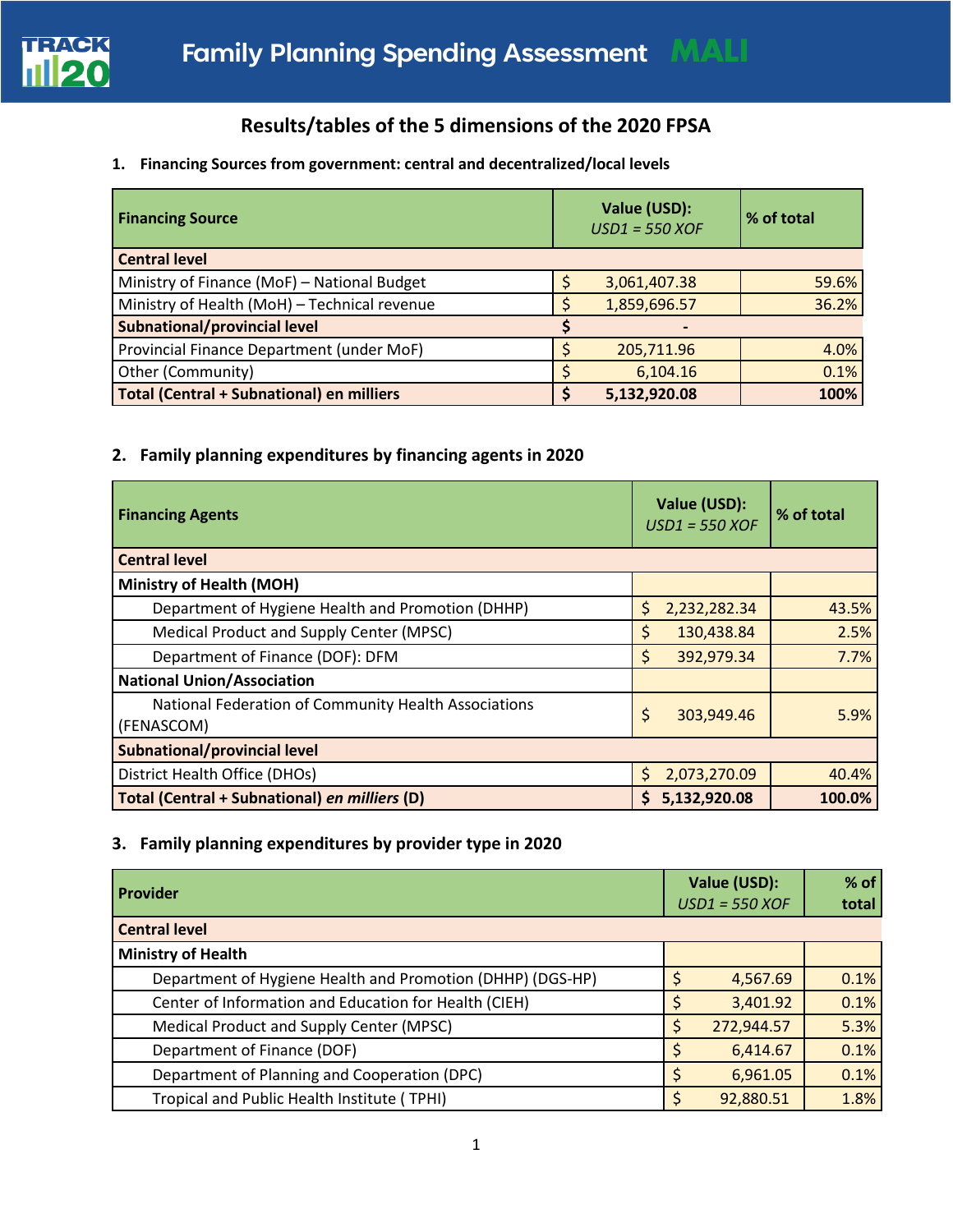# Family Planning Spending Assessment MALI

## Results/tables of the 5 dimensions of the 2020 FPSA

### 1. Financing Sources from government: central and decentralized/local levels

| Financing Source | Value (USD): *USD1 = 550 XOF* | % of total |
|---|---|---|
| **Central level** | | |
| Ministry of Finance (MoF) – National Budget | $ 3,061,407.38 | 59.6% |
| Ministry of Health (MoH) – Technical revenue | $ 1,859,696.57 | 36.2% |
| **Subnational/provincial level** | **$ -** | |
| Provincial Finance Department (under MoF) | $ 205,711.96 | 4.0% |
| Other (Community) | $ 6,104.16 | 0.1% |
| **Total (Central + Subnational) en milliers** | **$ 5,132,920.08** | **100%** |

### 2. Family planning expenditures by financing agents in 2020

| Financing Agents | Value (USD): *USD1 = 550 XOF* | % of total |
|---|---|---|
| **Central level** | | |
| **Ministry of Health (MOH)** | | |
| Department of Hygiene Health and Promotion (DHHP) | $ 2,232,282.34 | 43.5% |
| Medical Product and Supply Center (MPSC) | $ 130,438.84 | 2.5% |
| Department of Finance (DOF): DFM | $ 392,979.34 | 7.7% |
| **National Union/Association** | | |
| National Federation of Community Health Associations (FENASCOM) | $ 303,949.46 | 5.9% |
| **Subnational/provincial level** | | |
| District Health Office (DHOs) | $ 2,073,270.09 | 40.4% |
| **Total (Central + Subnational) *en milliers* (D)** | **$ 5,132,920.08** | **100.0%** |

### 3. Family planning expenditures by provider type in 2020

| Provider | Value (USD): *USD1 = 550 XOF* | % of total |
|---|---|---|
| **Central level** | | |
| **Ministry of Health** | | |
| Department of Hygiene Health and Promotion (DHHP) (DGS-HP) | $ 4,567.69 | 0.1% |
| Center of Information and Education for Health (CIEH) | $ 3,401.92 | 0.1% |
| Medical Product and Supply Center (MPSC) | $ 272,944.57 | 5.3% |
| Department of Finance (DOF) | $ 6,414.67 | 0.1% |
| Department of Planning and Cooperation (DPC) | $ 6,961.05 | 0.1% |
| Tropical and Public Health Institute ( TPHI) | $ 92,880.51 | 1.8% |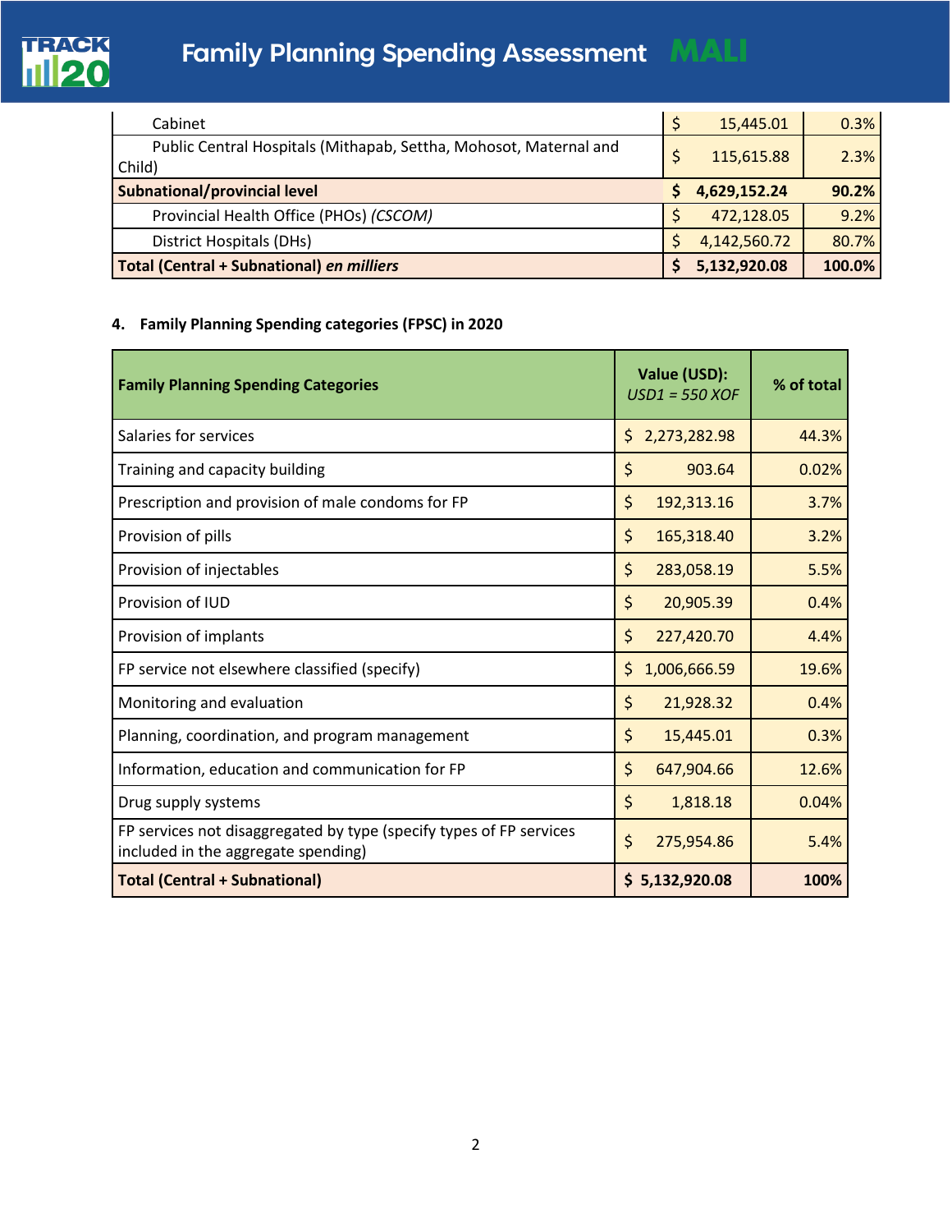| | | |
|---|---|---|
| Cabinet | $ 15,445.01 | 0.3% |
| Public Central Hospitals (Mithapab, Settha, Mohosot, Maternal and Child) | $ 115,615.88 | 2.3% |
| **Subnational/provincial level** | **$ 4,629,152.24** | **90.2%** |
| Provincial Health Office (PHOs) *(CSCOM)* | $ 472,128.05 | 9.2% |
| District Hospitals (DHs) | $ 4,142,560.72 | 80.7% |
| **Total (Central + Subnational)** ***en milliers*** | **$ 5,132,920.08** | **100.0%** |

**4. Family Planning Spending categories (FPSC) in 2020**

| Family Planning Spending Categories | Value (USD): *USD1 = 550 XOF* | % of total |
|---|---|---|
| Salaries for services | $ 2,273,282.98 | 44.3% |
| Training and capacity building | $ 903.64 | 0.02% |
| Prescription and provision of male condoms for FP | $ 192,313.16 | 3.7% |
| Provision of pills | $ 165,318.40 | 3.2% |
| Provision of injectables | $ 283,058.19 | 5.5% |
| Provision of IUD | $ 20,905.39 | 0.4% |
| Provision of implants | $ 227,420.70 | 4.4% |
| FP service not elsewhere classified (specify) | $ 1,006,666.59 | 19.6% |
| Monitoring and evaluation | $ 21,928.32 | 0.4% |
| Planning, coordination, and program management | $ 15,445.01 | 0.3% |
| Information, education and communication for FP | $ 647,904.66 | 12.6% |
| Drug supply systems | $ 1,818.18 | 0.04% |
| FP services not disaggregated by type (specify types of FP services included in the aggregate spending) | $ 275,954.86 | 5.4% |
| **Total (Central + Subnational)** | **$ 5,132,920.08** | **100%** |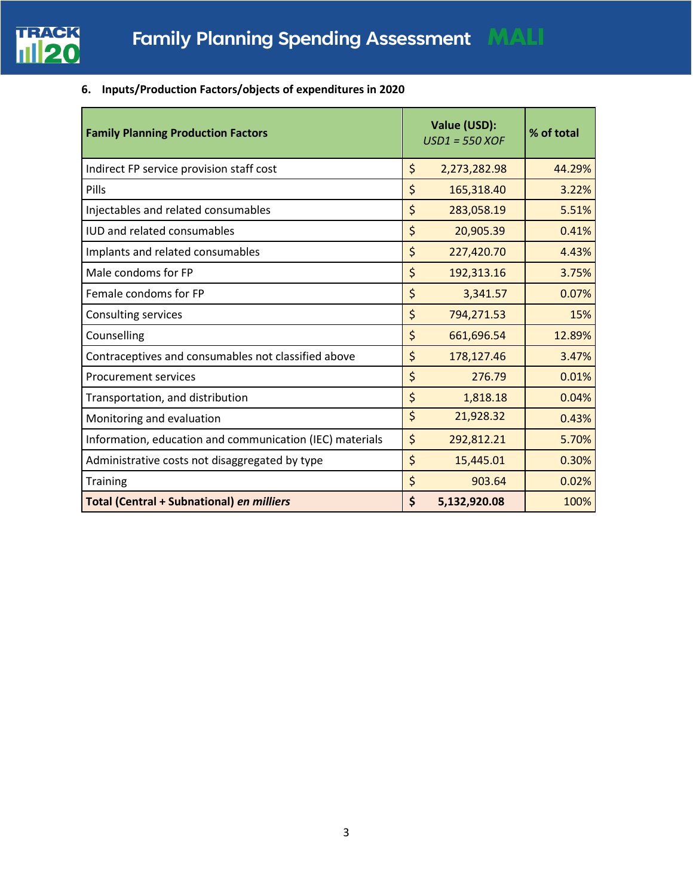### 6. Inputs/Production Factors/objects of expenditures in 2020

| Family Planning Production Factors | Value (USD): *USD1 = 550 XOF* | % of total |
|---|---|---|
| Indirect FP service provision staff cost | $ 2,273,282.98 | 44.29% |
| Pills | $ 165,318.40 | 3.22% |
| Injectables and related consumables | $ 283,058.19 | 5.51% |
| IUD and related consumables | $ 20,905.39 | 0.41% |
| Implants and related consumables | $ 227,420.70 | 4.43% |
| Male condoms for FP | $ 192,313.16 | 3.75% |
| Female condoms for FP | $ 3,341.57 | 0.07% |
| Consulting services | $ 794,271.53 | 15% |
| Counselling | $ 661,696.54 | 12.89% |
| Contraceptives and consumables not classified above | $ 178,127.46 | 3.47% |
| Procurement services | $ 276.79 | 0.01% |
| Transportation, and distribution | $ 1,818.18 | 0.04% |
| Monitoring and evaluation | $ 21,928.32 | 0.43% |
| Information, education and communication (IEC) materials | $ 292,812.21 | 5.70% |
| Administrative costs not disaggregated by type | $ 15,445.01 | 0.30% |
| Training | $ 903.64 | 0.02% |
| **Total (Central + Subnational)** ***en milliers*** | **$ 5,132,920.08** | 100% |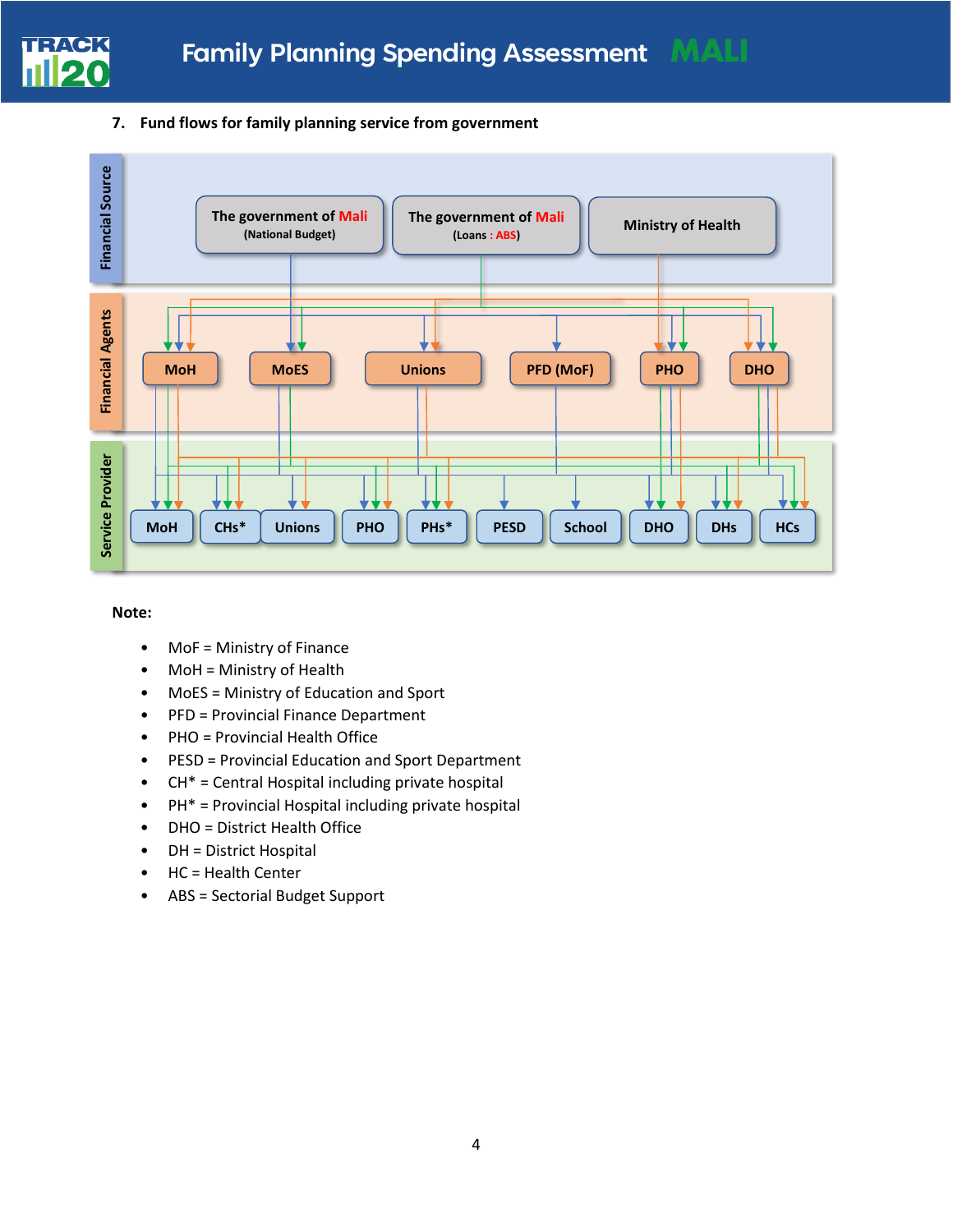## 7. Fund flows for family planning service from government

**Financial Source**

- The government of Mali (National Budget)
- The government of Mali (Loans : ABS)
- Ministry of Health

**Financial Agents**

- MoH
- MoES
- Unions
- PFD (MoF)
- PHO
- DHO

**Service Provider**

- MoH
- CHs*
- Unions
- PHO
- PHs*
- PESD
- School
- DHO
- DHs
- HCs

**Note:**

- MoF = Ministry of Finance
- MoH = Ministry of Health
- MoES = Ministry of Education and Sport
- PFD = Provincial Finance Department
- PHO = Provincial Health Office
- PESD = Provincial Education and Sport Department
- CH* = Central Hospital including private hospital
- PH* = Provincial Hospital including private hospital
- DHO = District Health Office
- DH = District Hospital
- HC = Health Center
- ABS = Sectorial Budget Support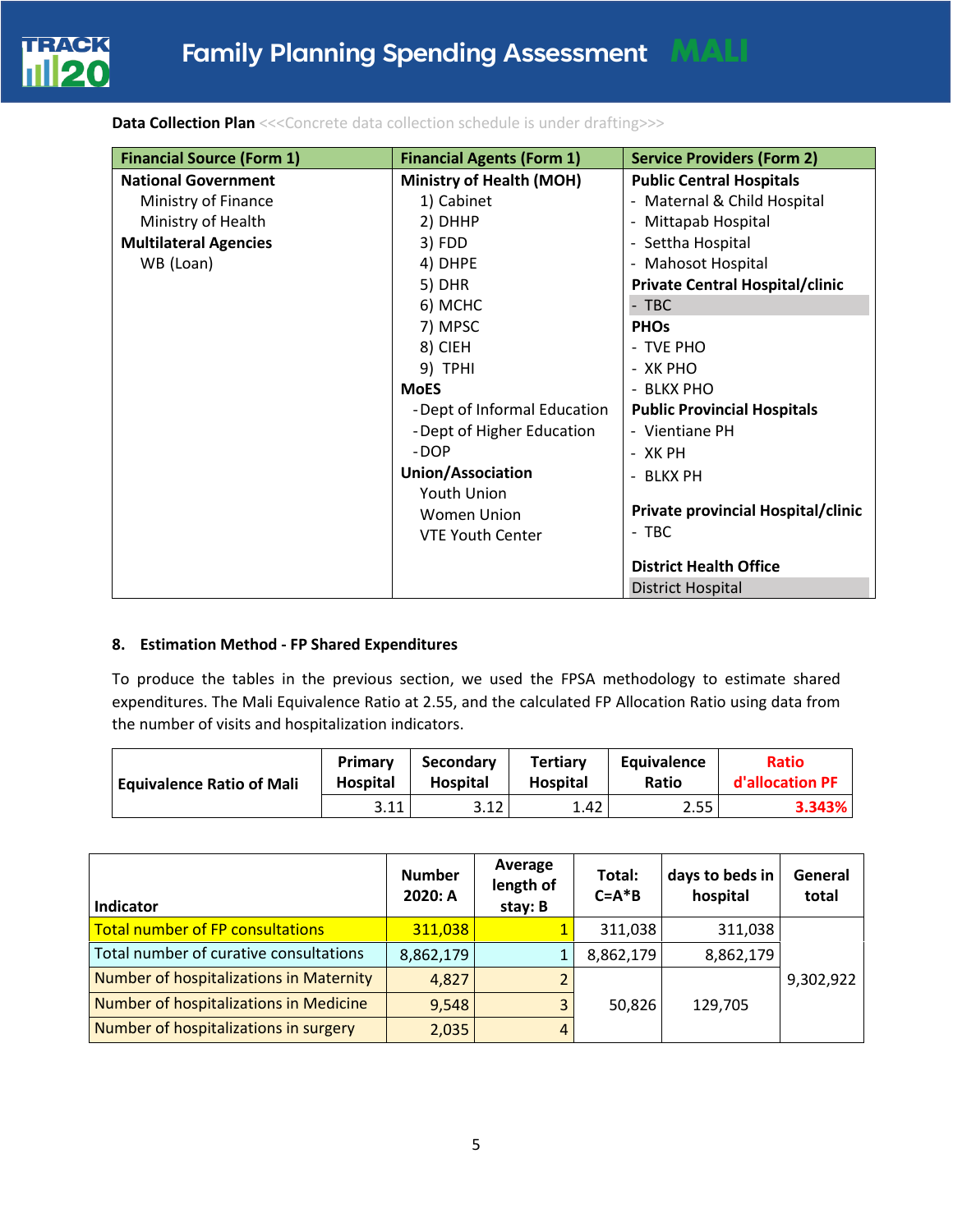**Data Collection Plan** <<<Concrete data collection schedule is under drafting>>>

| Financial Source (Form 1) | Financial Agents (Form 1) | Service Providers (Form 2) |
|---|---|---|
| **National Government**<br>Ministry of Finance<br>Ministry of Health<br>**Multilateral Agencies**<br>WB (Loan) | **Ministry of Health (MOH)**<br>1) Cabinet<br>2) DHHP<br>3) FDD<br>4) DHPE<br>5) DHR<br>6) MCHC<br>7) MPSC<br>8) CIEH<br>9) TPHI<br>**MoES**<br>- Dept of Informal Education<br>- Dept of Higher Education<br>- DOP<br>**Union/Association**<br>Youth Union<br>Women Union<br>VTE Youth Center | **Public Central Hospitals**<br>- Maternal & Child Hospital<br>- Mittapab Hospital<br>- Settha Hospital<br>- Mahosot Hospital<br>**Private Central Hospital/clinic**<br>- TBC<br>**PHOs**<br>- TVE PHO<br>- XK PHO<br>- BLKX PHO<br>**Public Provincial Hospitals**<br>- Vientiane PH<br>- XK PH<br>- BLKX PH<br>**Private provincial Hospital/clinic**<br>- TBC<br>**District Health Office**<br>District Hospital |

## 8. Estimation Method - FP Shared Expenditures

To produce the tables in the previous section, we used the FPSA methodology to estimate shared expenditures. The Mali Equivalence Ratio at 2.55, and the calculated FP Allocation Ratio using data from the number of visits and hospitalization indicators.

| Equivalence Ratio of Mali | Primary Hospital | Secondary Hospital | Tertiary Hospital | Equivalence Ratio | Ratio d'allocation PF |
|---|---|---|---|---|---|
| | 3.11 | 3.12 | 1.42 | 2.55 | 3.343% |

| Indicator | Number 2020: A | Average length of stay: B | Total: C=A*B | days to beds in hospital | General total |
|---|---|---|---|---|---|
| Total number of FP consultations | 311,038 | 1 | 311,038 | 311,038 | 9,302,922 |
| Total number of curative consultations | 8,862,179 | 1 | 8,862,179 | 8,862,179 | |
| Number of hospitalizations in Maternity | 4,827 | 2 | 50,826 | 129,705 | |
| Number of hospitalizations in Medicine | 9,548 | 3 | | | |
| Number of hospitalizations in surgery | 2,035 | 4 | | | |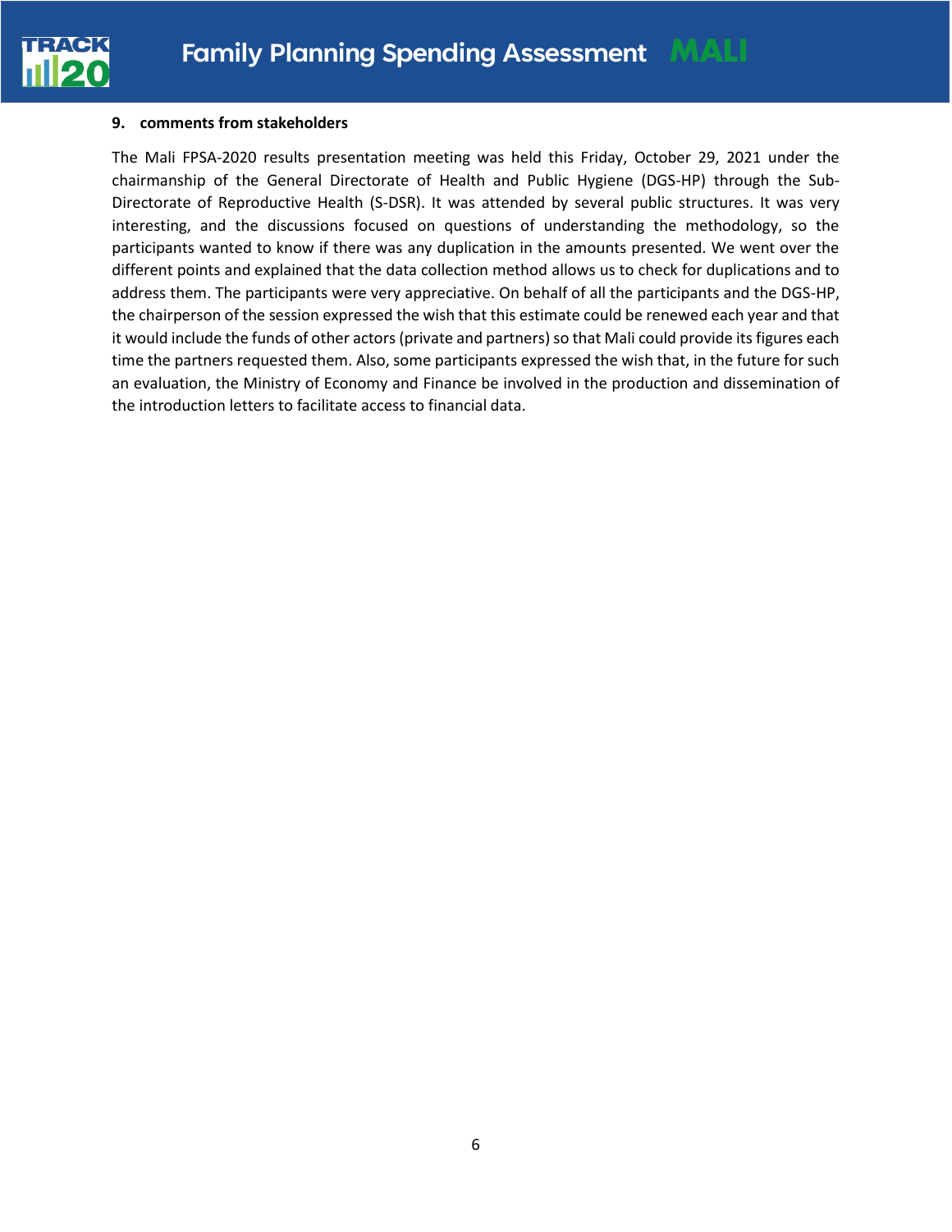### 9. comments from stakeholders

The Mali FPSA-2020 results presentation meeting was held this Friday, October 29, 2021 under the chairmanship of the General Directorate of Health and Public Hygiene (DGS-HP) through the Sub-Directorate of Reproductive Health (S-DSR). It was attended by several public structures. It was very interesting, and the discussions focused on questions of understanding the methodology, so the participants wanted to know if there was any duplication in the amounts presented. We went over the different points and explained that the data collection method allows us to check for duplications and to address them. The participants were very appreciative. On behalf of all the participants and the DGS-HP, the chairperson of the session expressed the wish that this estimate could be renewed each year and that it would include the funds of other actors (private and partners) so that Mali could provide its figures each time the partners requested them. Also, some participants expressed the wish that, in the future for such an evaluation, the Ministry of Economy and Finance be involved in the production and dissemination of the introduction letters to facilitate access to financial data.